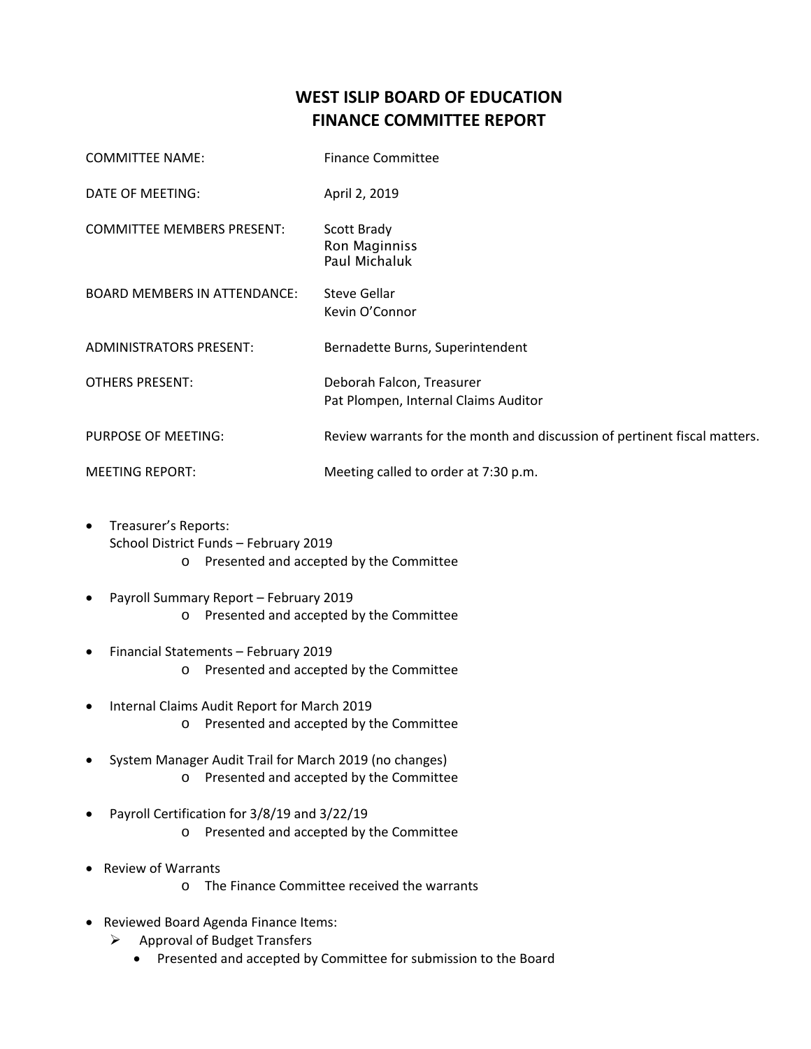# WEST ISLIP BOARD OF EDUCATION
## FINANCE COMMITTEE REPORT

| | |
|---|---|
| COMMITTEE NAME: | Finance Committee |
| DATE OF MEETING: | April 2, 2019 |
| COMMITTEE MEMBERS PRESENT: | Scott Brady<br>Ron Maginniss<br>Paul Michaluk |
| BOARD MEMBERS IN ATTENDANCE: | Steve Gellar<br>Kevin O'Connor |
| ADMINISTRATORS PRESENT: | Bernadette Burns, Superintendent |
| OTHERS PRESENT: | Deborah Falcon, Treasurer<br>Pat Plompen, Internal Claims Auditor |
| PURPOSE OF MEETING: | Review warrants for the month and discussion of pertinent fiscal matters. |
| MEETING REPORT: | Meeting called to order at 7:30 p.m. |

- Treasurer's Reports:
  School District Funds – February 2019
    - Presented and accepted by the Committee
- Payroll Summary Report – February 2019
    - Presented and accepted by the Committee
- Financial Statements – February 2019
    - Presented and accepted by the Committee
- Internal Claims Audit Report for March 2019
    - Presented and accepted by the Committee
- System Manager Audit Trail for March 2019 (no changes)
    - Presented and accepted by the Committee
- Payroll Certification for 3/8/19 and 3/22/19
    - Presented and accepted by the Committee
- Review of Warrants
    - The Finance Committee received the warrants
- Reviewed Board Agenda Finance Items:
    - Approval of Budget Transfers
        - Presented and accepted by Committee for submission to the Board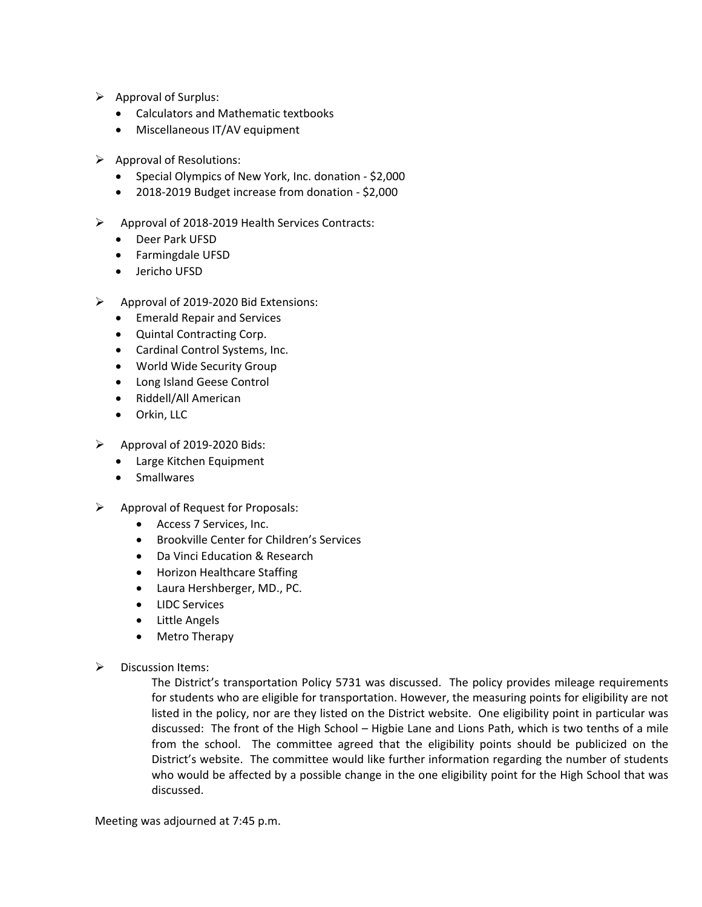- Approval of Surplus:
  - Calculators and Mathematic textbooks
  - Miscellaneous IT/AV equipment

- Approval of Resolutions:
  - Special Olympics of New York, Inc. donation - $2,000
  - 2018-2019 Budget increase from donation - $2,000

- Approval of 2018-2019 Health Services Contracts:
  - Deer Park UFSD
  - Farmingdale UFSD
  - Jericho UFSD

- Approval of 2019-2020 Bid Extensions:
  - Emerald Repair and Services
  - Quintal Contracting Corp.
  - Cardinal Control Systems, Inc.
  - World Wide Security Group
  - Long Island Geese Control
  - Riddell/All American
  - Orkin, LLC

- Approval of 2019-2020 Bids:
  - Large Kitchen Equipment
  - Smallwares

- Approval of Request for Proposals:
  - Access 7 Services, Inc.
  - Brookville Center for Children's Services
  - Da Vinci Education & Research
  - Horizon Healthcare Staffing
  - Laura Hershberger, MD., PC.
  - LIDC Services
  - Little Angels
  - Metro Therapy

- Discussion Items:

  The District's transportation Policy 5731 was discussed. The policy provides mileage requirements for students who are eligible for transportation. However, the measuring points for eligibility are not listed in the policy, nor are they listed on the District website. One eligibility point in particular was discussed: The front of the High School – Higbie Lane and Lions Path, which is two tenths of a mile from the school. The committee agreed that the eligibility points should be publicized on the District's website. The committee would like further information regarding the number of students who would be affected by a possible change in the one eligibility point for the High School that was discussed.

Meeting was adjourned at 7:45 p.m.